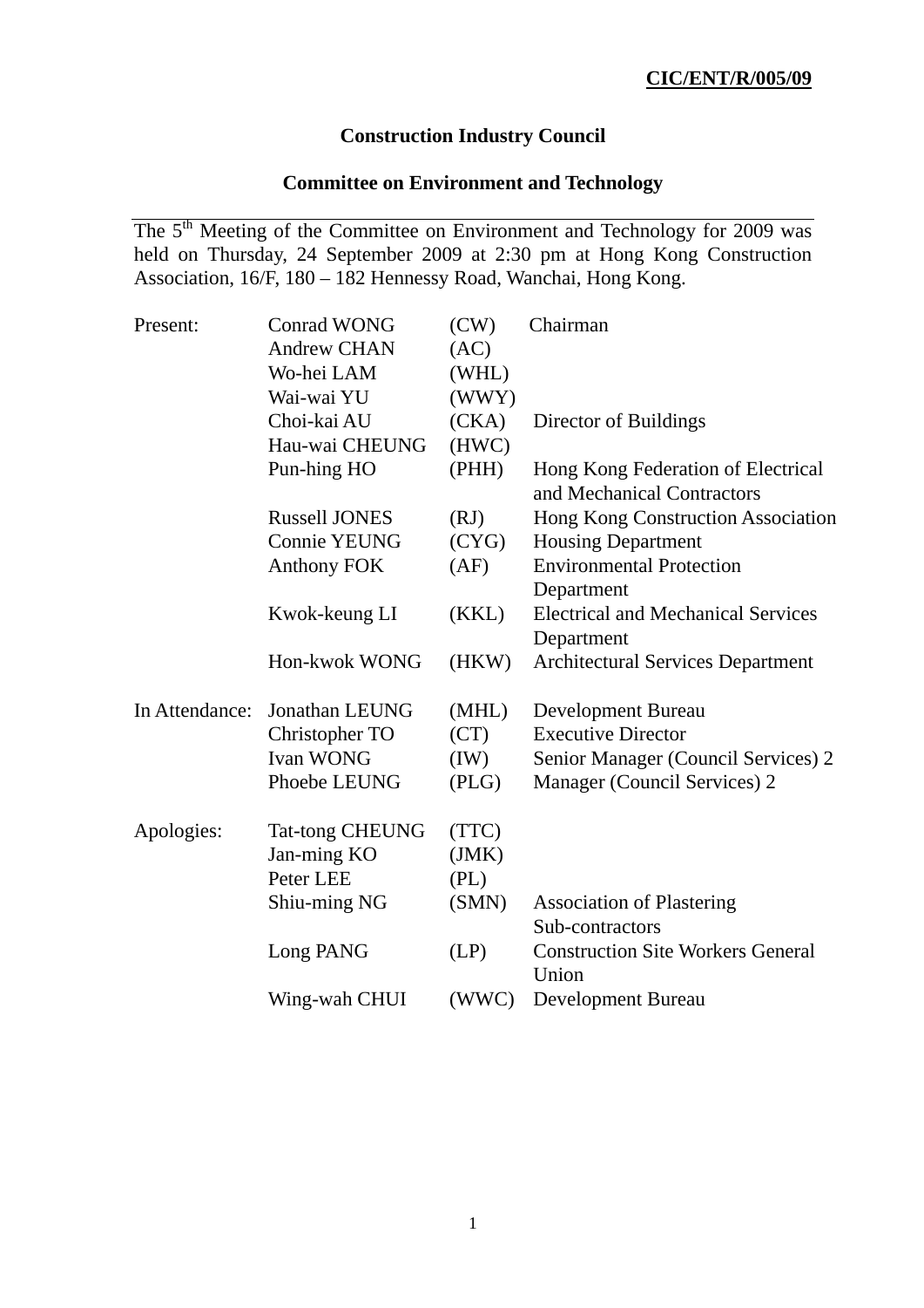**CIC/ENT/R/005/09**

# Construction Industry Council

## Committee on Environment and Technology

The 5th Meeting of the Committee on Environment and Technology for 2009 was held on Thursday, 24 September 2009 at 2:30 pm at Hong Kong Construction Association, 16/F, 180 – 182 Hennessy Road, Wanchai, Hong Kong.

| | | | |
|---|---|---|---|
| Present: | Conrad WONG | (CW) | Chairman |
| | Andrew CHAN | (AC) | |
| | Wo-hei LAM | (WHL) | |
| | Wai-wai YU | (WWY) | |
| | Choi-kai AU | (CKA) | Director of Buildings |
| | Hau-wai CHEUNG | (HWC) | |
| | Pun-hing HO | (PHH) | Hong Kong Federation of Electrical and Mechanical Contractors |
| | Russell JONES | (RJ) | Hong Kong Construction Association |
| | Connie YEUNG | (CYG) | Housing Department |
| | Anthony FOK | (AF) | Environmental Protection Department |
| | Kwok-keung LI | (KKL) | Electrical and Mechanical Services Department |
| | Hon-kwok WONG | (HKW) | Architectural Services Department |
| In Attendance: | Jonathan LEUNG | (MHL) | Development Bureau |
| | Christopher TO | (CT) | Executive Director |
| | Ivan WONG | (IW) | Senior Manager (Council Services) 2 |
| | Phoebe LEUNG | (PLG) | Manager (Council Services) 2 |
| Apologies: | Tat-tong CHEUNG | (TTC) | |
| | Jan-ming KO | (JMK) | |
| | Peter LEE | (PL) | |
| | Shiu-ming NG | (SMN) | Association of Plastering Sub-contractors |
| | Long PANG | (LP) | Construction Site Workers General Union |
| | Wing-wah CHUI | (WWC) | Development Bureau |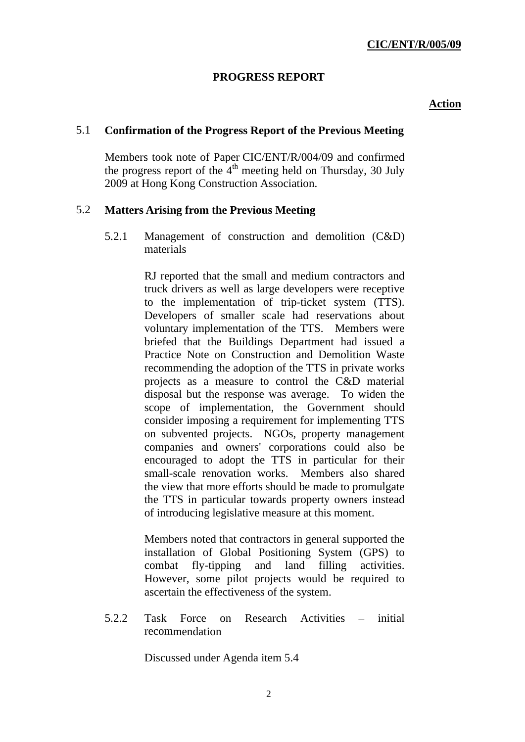**CIC/ENT/R/005/09**

**PROGRESS REPORT**

**Action**

## 5.1 Confirmation of the Progress Report of the Previous Meeting

Members took note of Paper CIC/ENT/R/004/09 and confirmed the progress report of the 4th meeting held on Thursday, 30 July 2009 at Hong Kong Construction Association.

## 5.2 Matters Arising from the Previous Meeting

5.2.1 Management of construction and demolition (C&D) materials

RJ reported that the small and medium contractors and truck drivers as well as large developers were receptive to the implementation of trip-ticket system (TTS). Developers of smaller scale had reservations about voluntary implementation of the TTS. Members were briefed that the Buildings Department had issued a Practice Note on Construction and Demolition Waste recommending the adoption of the TTS in private works projects as a measure to control the C&D material disposal but the response was average. To widen the scope of implementation, the Government should consider imposing a requirement for implementing TTS on subvented projects. NGOs, property management companies and owners' corporations could also be encouraged to adopt the TTS in particular for their small-scale renovation works. Members also shared the view that more efforts should be made to promulgate the TTS in particular towards property owners instead of introducing legislative measure at this moment.

Members noted that contractors in general supported the installation of Global Positioning System (GPS) to combat fly-tipping and land filling activities. However, some pilot projects would be required to ascertain the effectiveness of the system.

5.2.2 Task Force on Research Activities – initial recommendation

Discussed under Agenda item 5.4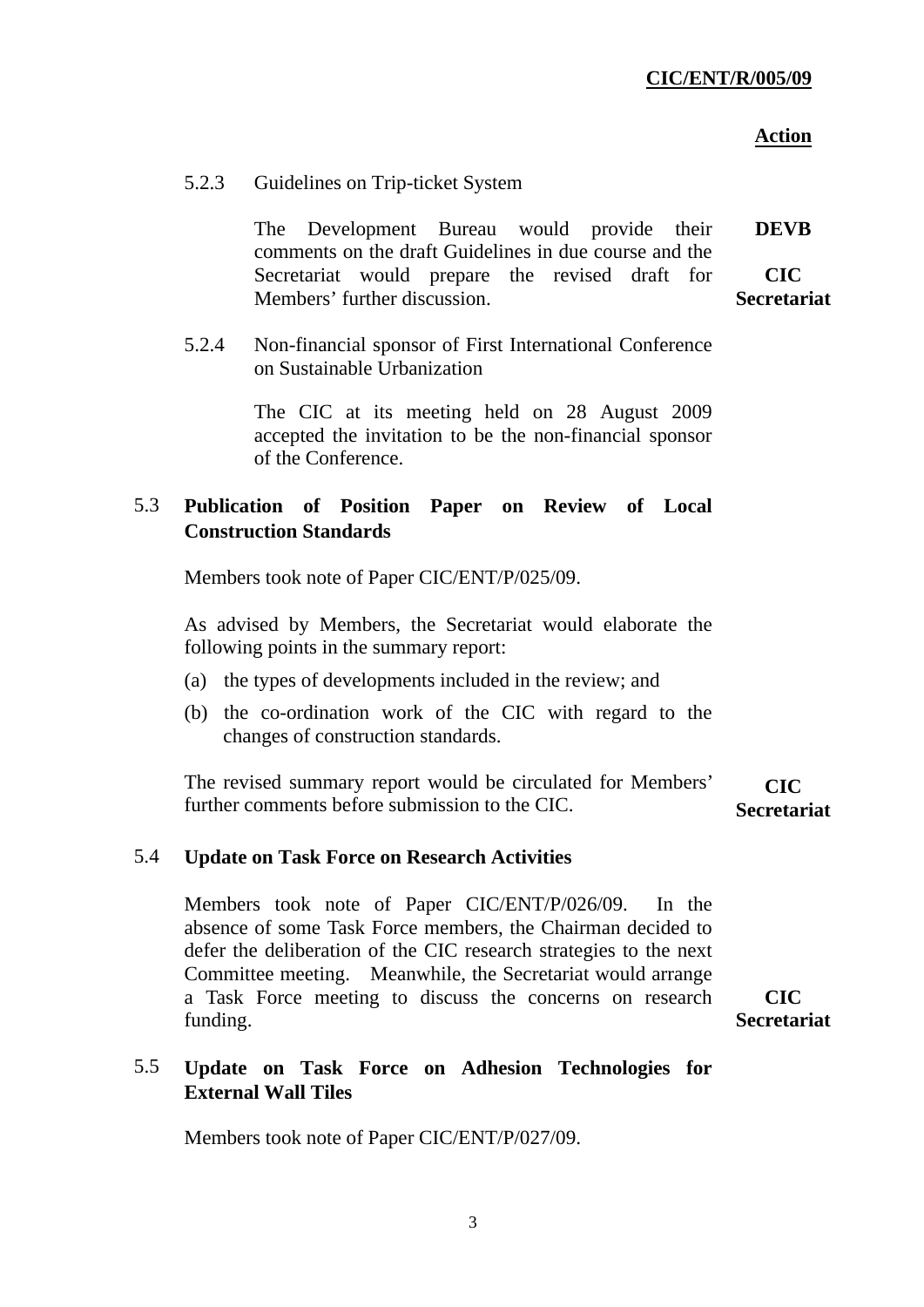CIC/ENT/R/005/09

**Action**

5.2.3 Guidelines on Trip-ticket System

The Development Bureau would provide their comments on the draft Guidelines in due course and the Secretariat would prepare the revised draft for Members' further discussion. **DEVB** **CIC Secretariat**

5.2.4 Non-financial sponsor of First International Conference on Sustainable Urbanization

The CIC at its meeting held on 28 August 2009 accepted the invitation to be the non-financial sponsor of the Conference.

### 5.3 Publication of Position Paper on Review of Local Construction Standards

Members took note of Paper CIC/ENT/P/025/09.

As advised by Members, the Secretariat would elaborate the following points in the summary report:

(a) the types of developments included in the review; and

(b) the co-ordination work of the CIC with regard to the changes of construction standards.

The revised summary report would be circulated for Members' further comments before submission to the CIC. **CIC Secretariat**

### 5.4 Update on Task Force on Research Activities

Members took note of Paper CIC/ENT/P/026/09. In the absence of some Task Force members, the Chairman decided to defer the deliberation of the CIC research strategies to the next Committee meeting. Meanwhile, the Secretariat would arrange a Task Force meeting to discuss the concerns on research funding. **CIC Secretariat**

### 5.5 Update on Task Force on Adhesion Technologies for External Wall Tiles

Members took note of Paper CIC/ENT/P/027/09.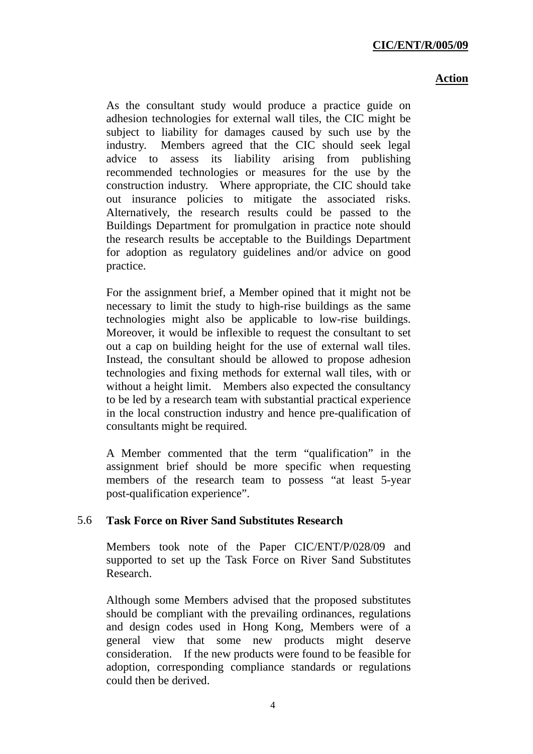**Action**

As the consultant study would produce a practice guide on adhesion technologies for external wall tiles, the CIC might be subject to liability for damages caused by such use by the industry. Members agreed that the CIC should seek legal advice to assess its liability arising from publishing recommended technologies or measures for the use by the construction industry. Where appropriate, the CIC should take out insurance policies to mitigate the associated risks. Alternatively, the research results could be passed to the Buildings Department for promulgation in practice note should the research results be acceptable to the Buildings Department for adoption as regulatory guidelines and/or advice on good practice.

For the assignment brief, a Member opined that it might not be necessary to limit the study to high-rise buildings as the same technologies might also be applicable to low-rise buildings. Moreover, it would be inflexible to request the consultant to set out a cap on building height for the use of external wall tiles. Instead, the consultant should be allowed to propose adhesion technologies and fixing methods for external wall tiles, with or without a height limit. Members also expected the consultancy to be led by a research team with substantial practical experience in the local construction industry and hence pre-qualification of consultants might be required.

A Member commented that the term "qualification" in the assignment brief should be more specific when requesting members of the research team to possess "at least 5-year post-qualification experience".

5.6 **Task Force on River Sand Substitutes Research**

Members took note of the Paper CIC/ENT/P/028/09 and supported to set up the Task Force on River Sand Substitutes Research.

Although some Members advised that the proposed substitutes should be compliant with the prevailing ordinances, regulations and design codes used in Hong Kong, Members were of a general view that some new products might deserve consideration. If the new products were found to be feasible for adoption, corresponding compliance standards or regulations could then be derived.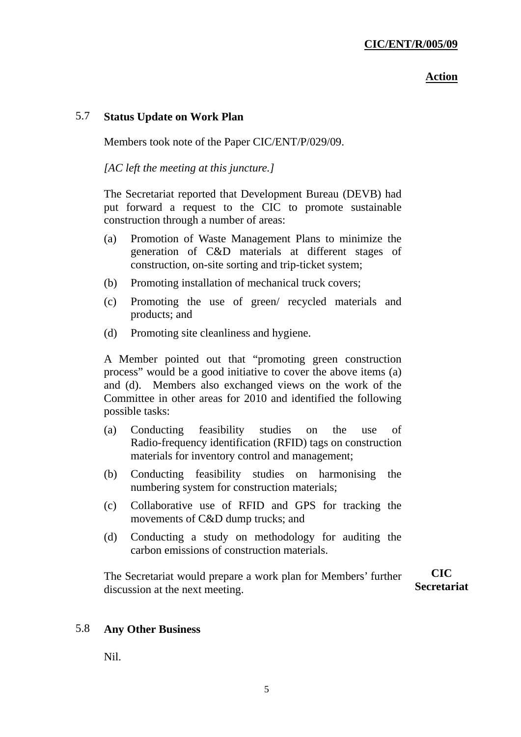**Action**

### 5.7 Status Update on Work Plan

Members took note of the Paper CIC/ENT/P/029/09.

*[AC left the meeting at this juncture.]*

The Secretariat reported that Development Bureau (DEVB) had put forward a request to the CIC to promote sustainable construction through a number of areas:

(a) Promotion of Waste Management Plans to minimize the generation of C&D materials at different stages of construction, on-site sorting and trip-ticket system;

(b) Promoting installation of mechanical truck covers;

(c) Promoting the use of green/ recycled materials and products; and

(d) Promoting site cleanliness and hygiene.

A Member pointed out that "promoting green construction process" would be a good initiative to cover the above items (a) and (d). Members also exchanged views on the work of the Committee in other areas for 2010 and identified the following possible tasks:

(a) Conducting feasibility studies on the use of Radio-frequency identification (RFID) tags on construction materials for inventory control and management;

(b) Conducting feasibility studies on harmonising the numbering system for construction materials;

(c) Collaborative use of RFID and GPS for tracking the movements of C&D dump trucks; and

(d) Conducting a study on methodology for auditing the carbon emissions of construction materials.

The Secretariat would prepare a work plan for Members' further discussion at the next meeting. **CIC Secretariat**

### 5.8 Any Other Business

Nil.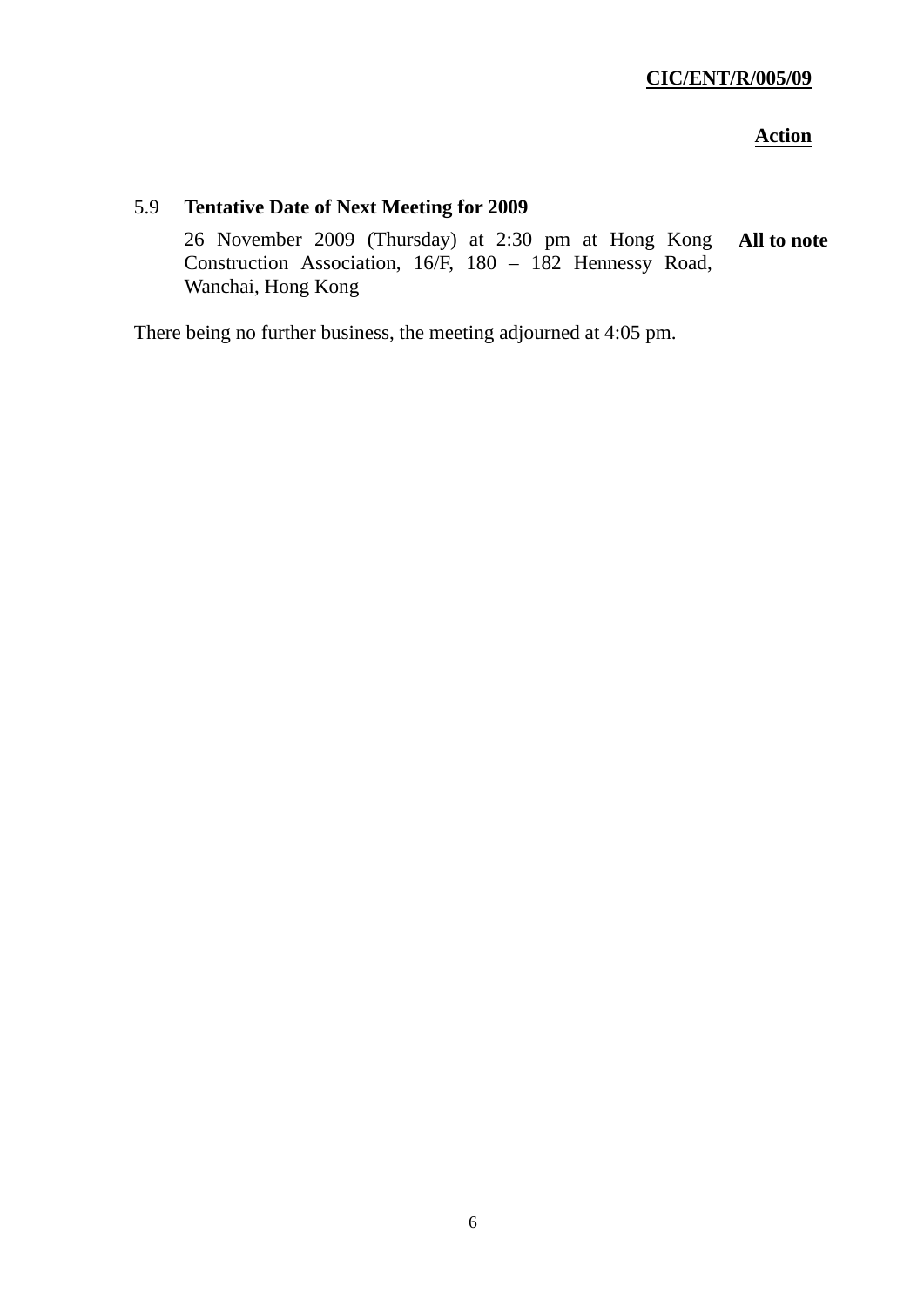**Action**

5.9 **Tentative Date of Next Meeting for 2009**

26 November 2009 (Thursday) at 2:30 pm at Hong Kong Construction Association, 16/F, 180 – 182 Hennessy Road, Wanchai, Hong Kong — **All to note**

There being no further business, the meeting adjourned at 4:05 pm.